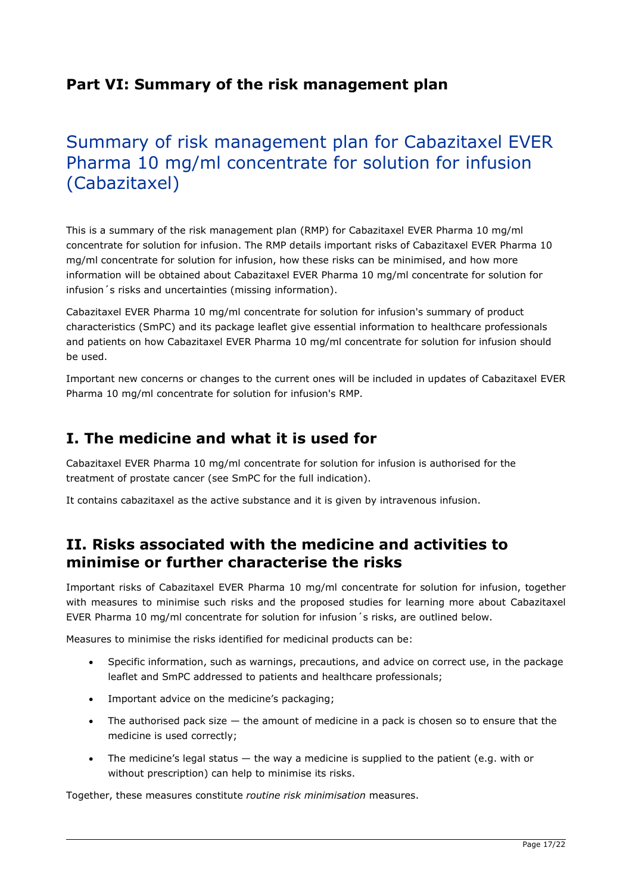# Part VI: Summary of the risk management plan

## Summary of risk management plan for Cabazitaxel EVER Pharma 10 mg/ml concentrate for solution for infusion (Cabazitaxel)

This is a summary of the risk management plan (RMP) for Cabazitaxel EVER Pharma 10 mg/ml concentrate for solution for infusion. The RMP details important risks of Cabazitaxel EVER Pharma 10 mg/ml concentrate for solution for infusion, how these risks can be minimised, and how more information will be obtained about Cabazitaxel EVER Pharma 10 mg/ml concentrate for solution for infusion´s risks and uncertainties (missing information).

Cabazitaxel EVER Pharma 10 mg/ml concentrate for solution for infusion's summary of product characteristics (SmPC) and its package leaflet give essential information to healthcare professionals and patients on how Cabazitaxel EVER Pharma 10 mg/ml concentrate for solution for infusion should be used.

Important new concerns or changes to the current ones will be included in updates of Cabazitaxel EVER Pharma 10 mg/ml concentrate for solution for infusion's RMP.

## I. The medicine and what it is used for

Cabazitaxel EVER Pharma 10 mg/ml concentrate for solution for infusion is authorised for the treatment of prostate cancer (see SmPC for the full indication).

It contains cabazitaxel as the active substance and it is given by intravenous infusion.

## II. Risks associated with the medicine and activities to minimise or further characterise the risks

Important risks of Cabazitaxel EVER Pharma 10 mg/ml concentrate for solution for infusion, together with measures to minimise such risks and the proposed studies for learning more about Cabazitaxel EVER Pharma 10 mg/ml concentrate for solution for infusion´s risks, are outlined below.

Measures to minimise the risks identified for medicinal products can be:

- Specific information, such as warnings, precautions, and advice on correct use, in the package leaflet and SmPC addressed to patients and healthcare professionals;
- Important advice on the medicine's packaging;
- The authorised pack size — the amount of medicine in a pack is chosen so to ensure that the medicine is used correctly;
- The medicine's legal status — the way a medicine is supplied to the patient (e.g. with or without prescription) can help to minimise its risks.

Together, these measures constitute *routine risk minimisation* measures.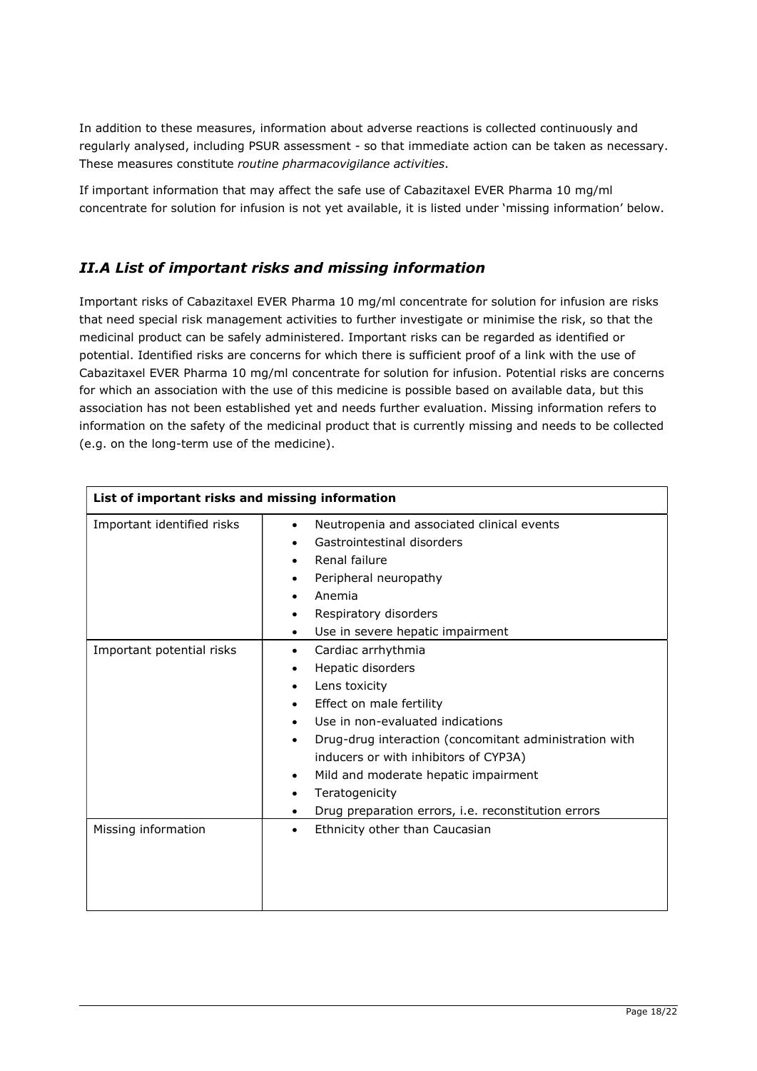In addition to these measures, information about adverse reactions is collected continuously and regularly analysed, including PSUR assessment - so that immediate action can be taken as necessary. These measures constitute *routine pharmacovigilance activities*.

If important information that may affect the safe use of Cabazitaxel EVER Pharma 10 mg/ml concentrate for solution for infusion is not yet available, it is listed under 'missing information' below.

## *II.A List of important risks and missing information*

Important risks of Cabazitaxel EVER Pharma 10 mg/ml concentrate for solution for infusion are risks that need special risk management activities to further investigate or minimise the risk, so that the medicinal product can be safely administered. Important risks can be regarded as identified or potential. Identified risks are concerns for which there is sufficient proof of a link with the use of Cabazitaxel EVER Pharma 10 mg/ml concentrate for solution for infusion. Potential risks are concerns for which an association with the use of this medicine is possible based on available data, but this association has not been established yet and needs further evaluation. Missing information refers to information on the safety of the medicinal product that is currently missing and needs to be collected (e.g. on the long-term use of the medicine).

| **List of important risks and missing information** | |
|---|---|
| Important identified risks | • Neutropenia and associated clinical events<br>• Gastrointestinal disorders<br>• Renal failure<br>• Peripheral neuropathy<br>• Anemia<br>• Respiratory disorders<br>• Use in severe hepatic impairment |
| Important potential risks | • Cardiac arrhythmia<br>• Hepatic disorders<br>• Lens toxicity<br>• Effect on male fertility<br>• Use in non-evaluated indications<br>• Drug-drug interaction (concomitant administration with inducers or with inhibitors of CYP3A)<br>• Mild and moderate hepatic impairment<br>• Teratogenicity<br>• Drug preparation errors, i.e. reconstitution errors |
| Missing information | • Ethnicity other than Caucasian |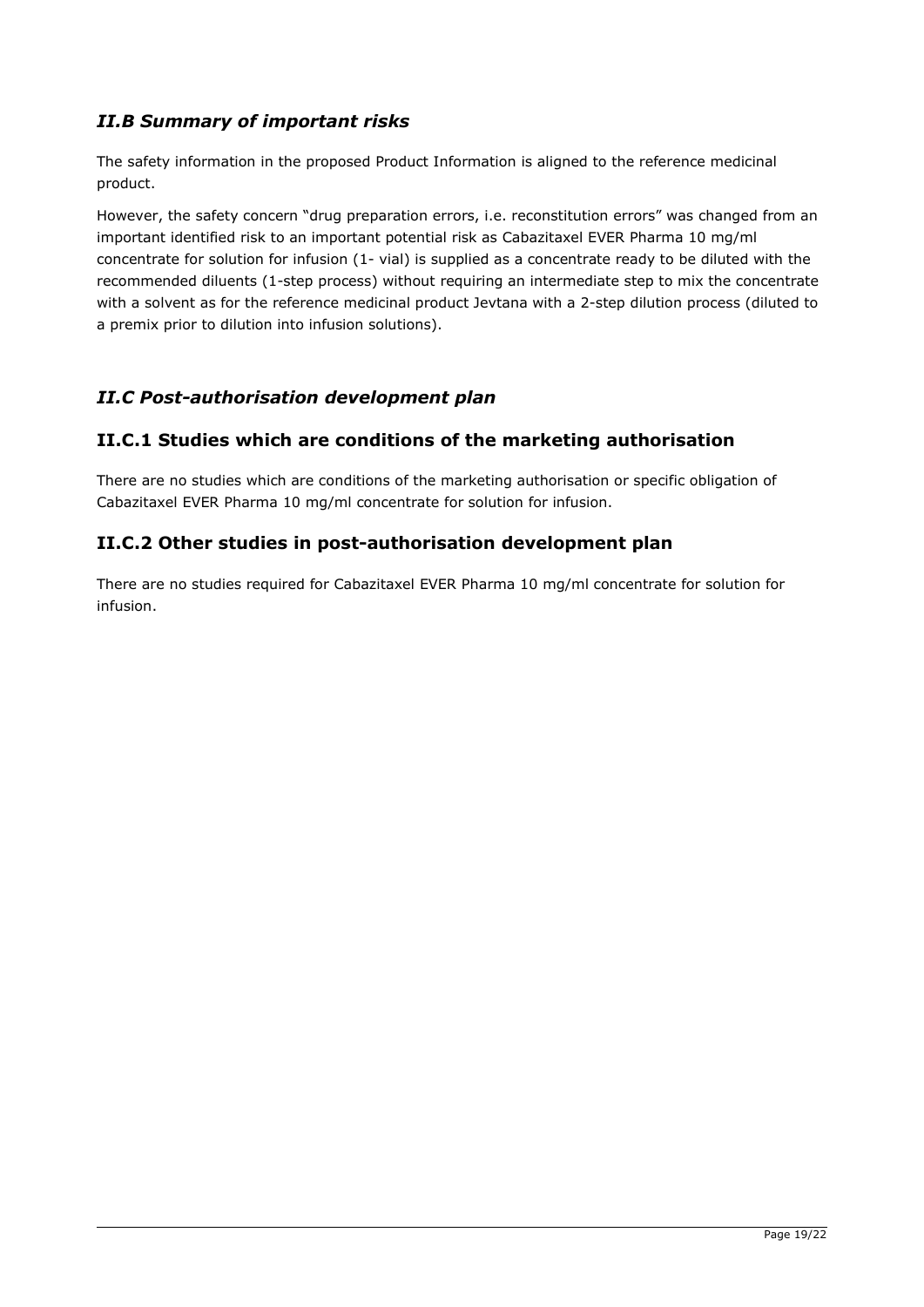## *II.B Summary of important risks*

The safety information in the proposed Product Information is aligned to the reference medicinal product.

However, the safety concern "drug preparation errors, i.e. reconstitution errors" was changed from an important identified risk to an important potential risk as Cabazitaxel EVER Pharma 10 mg/ml concentrate for solution for infusion (1- vial) is supplied as a concentrate ready to be diluted with the recommended diluents (1-step process) without requiring an intermediate step to mix the concentrate with a solvent as for the reference medicinal product Jevtana with a 2-step dilution process (diluted to a premix prior to dilution into infusion solutions).

## *II.C Post-authorisation development plan*

### II.C.1 Studies which are conditions of the marketing authorisation

There are no studies which are conditions of the marketing authorisation or specific obligation of Cabazitaxel EVER Pharma 10 mg/ml concentrate for solution for infusion.

### II.C.2 Other studies in post-authorisation development plan

There are no studies required for Cabazitaxel EVER Pharma 10 mg/ml concentrate for solution for infusion.